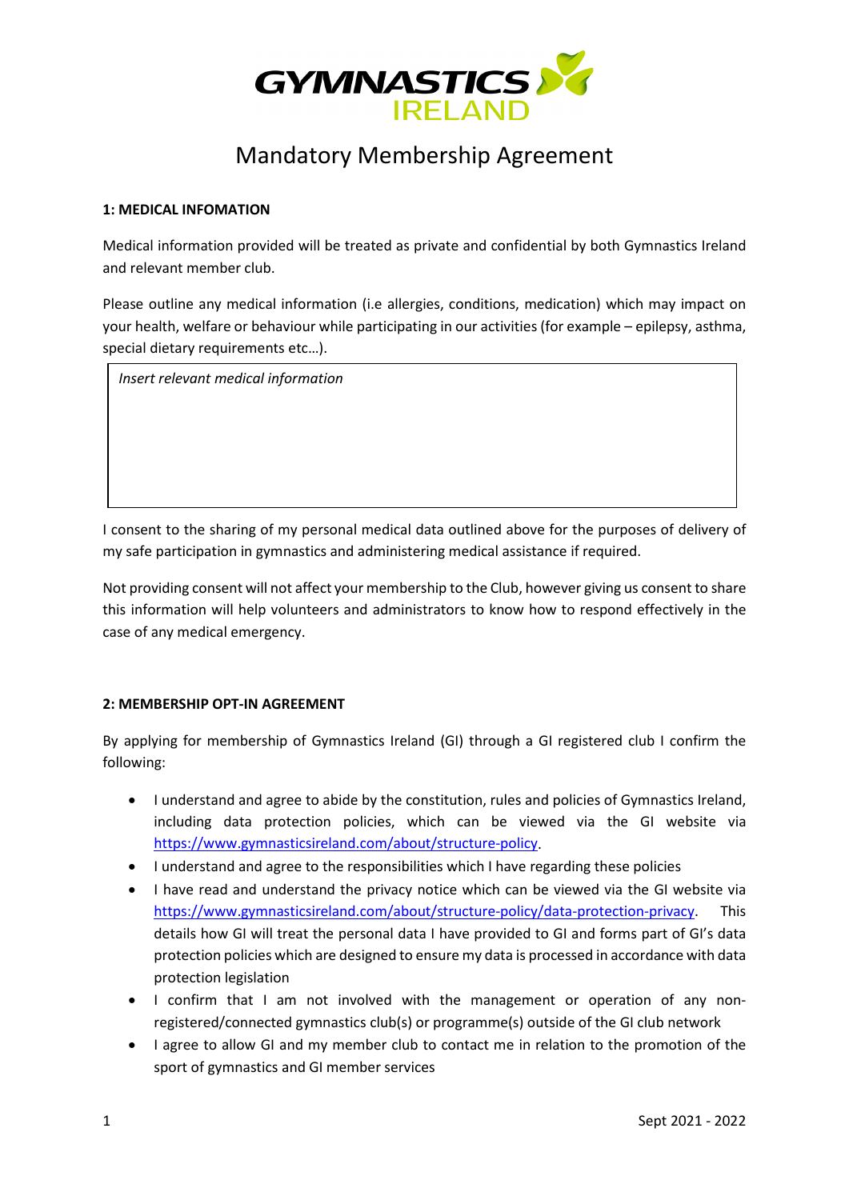GYMNASTICS IRELAND

# Mandatory Membership Agreement

**1: MEDICAL INFOMATION**

Medical information provided will be treated as private and confidential by both Gymnastics Ireland and relevant member club.

Please outline any medical information (i.e allergies, conditions, medication) which may impact on your health, welfare or behaviour while participating in our activities (for example – epilepsy, asthma, special dietary requirements etc…).

| *Insert relevant medical information* |
|---|
| |

I consent to the sharing of my personal medical data outlined above for the purposes of delivery of my safe participation in gymnastics and administering medical assistance if required.

Not providing consent will not affect your membership to the Club, however giving us consent to share this information will help volunteers and administrators to know how to respond effectively in the case of any medical emergency.

**2: MEMBERSHIP OPT-IN AGREEMENT**

By applying for membership of Gymnastics Ireland (GI) through a GI registered club I confirm the following:

- I understand and agree to abide by the constitution, rules and policies of Gymnastics Ireland, including data protection policies, which can be viewed via the GI website via https://www.gymnasticsireland.com/about/structure-policy.
- I understand and agree to the responsibilities which I have regarding these policies
- I have read and understand the privacy notice which can be viewed via the GI website via https://www.gymnasticsireland.com/about/structure-policy/data-protection-privacy. This details how GI will treat the personal data I have provided to GI and forms part of GI's data protection policies which are designed to ensure my data is processed in accordance with data protection legislation
- I confirm that I am not involved with the management or operation of any non-registered/connected gymnastics club(s) or programme(s) outside of the GI club network
- I agree to allow GI and my member club to contact me in relation to the promotion of the sport of gymnastics and GI member services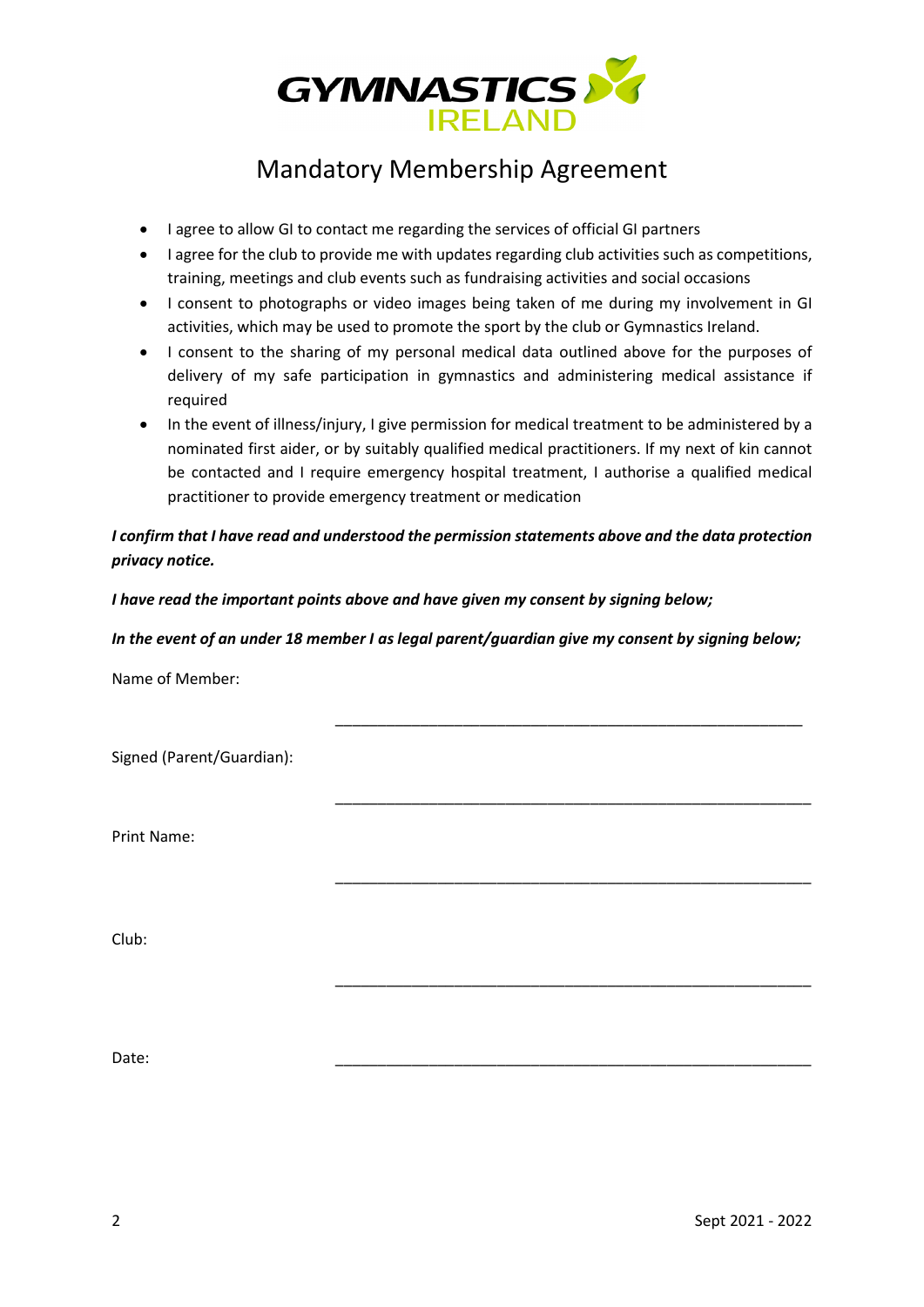GYMNASTICS IRELAND

# Mandatory Membership Agreement

- I agree to allow GI to contact me regarding the services of official GI partners
- I agree for the club to provide me with updates regarding club activities such as competitions, training, meetings and club events such as fundraising activities and social occasions
- I consent to photographs or video images being taken of me during my involvement in GI activities, which may be used to promote the sport by the club or Gymnastics Ireland.
- I consent to the sharing of my personal medical data outlined above for the purposes of delivery of my safe participation in gymnastics and administering medical assistance if required
- In the event of illness/injury, I give permission for medical treatment to be administered by a nominated first aider, or by suitably qualified medical practitioners. If my next of kin cannot be contacted and I require emergency hospital treatment, I authorise a qualified medical practitioner to provide emergency treatment or medication

***I confirm that I have read and understood the permission statements above and the data protection privacy notice.***

***I have read the important points above and have given my consent by signing below;***

***In the event of an under 18 member I as legal parent/guardian give my consent by signing below;***

Name of Member: ______________________________________________________

Signed (Parent/Guardian): ______________________________________________________

Print Name: ______________________________________________________

Club: ______________________________________________________

Date: ______________________________________________________

Sept 2021 - 2022